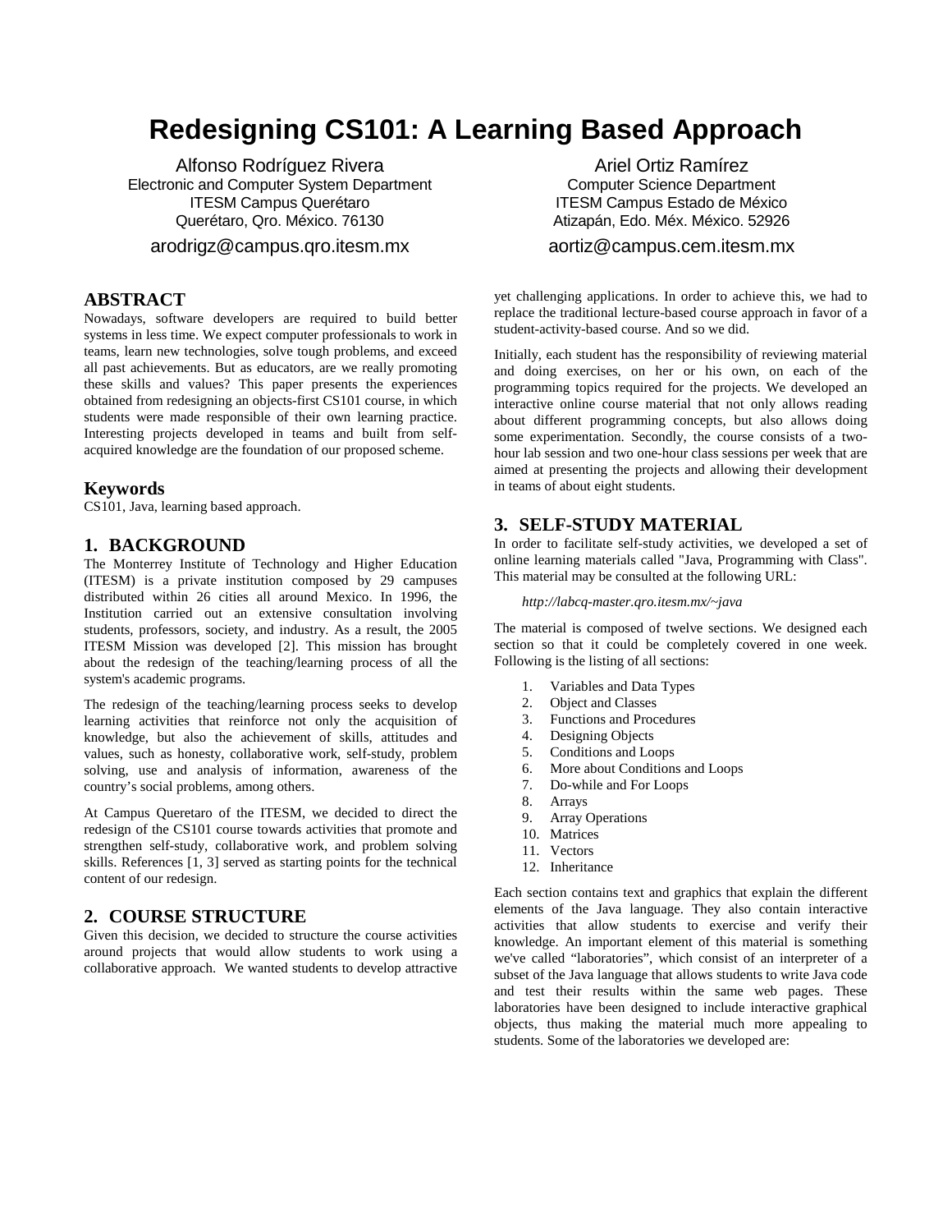# Redesigning CS101: A Learning Based Approach

Alfonso Rodríguez Rivera
Electronic and Computer System Department
ITESM Campus Querétaro
Querétaro, Qro. México. 76130
arodrigz@campus.qro.itesm.mx

Ariel Ortiz Ramírez
Computer Science Department
ITESM Campus Estado de México
Atizapán, Edo. Méx. México. 52926
aortiz@campus.cem.itesm.mx

## ABSTRACT

Nowadays, software developers are required to build better systems in less time. We expect computer professionals to work in teams, learn new technologies, solve tough problems, and exceed all past achievements. But as educators, are we really promoting these skills and values? This paper presents the experiences obtained from redesigning an objects-first CS101 course, in which students were made responsible of their own learning practice. Interesting projects developed in teams and built from self-acquired knowledge are the foundation of our proposed scheme.

## Keywords

CS101, Java, learning based approach.

## 1. BACKGROUND

The Monterrey Institute of Technology and Higher Education (ITESM) is a private institution composed by 29 campuses distributed within 26 cities all around Mexico. In 1996, the Institution carried out an extensive consultation involving students, professors, society, and industry. As a result, the 2005 ITESM Mission was developed [2]. This mission has brought about the redesign of the teaching/learning process of all the system's academic programs.

The redesign of the teaching/learning process seeks to develop learning activities that reinforce not only the acquisition of knowledge, but also the achievement of skills, attitudes and values, such as honesty, collaborative work, self-study, problem solving, use and analysis of information, awareness of the country's social problems, among others.

At Campus Queretaro of the ITESM, we decided to direct the redesign of the CS101 course towards activities that promote and strengthen self-study, collaborative work, and problem solving skills. References [1, 3] served as starting points for the technical content of our redesign.

## 2. COURSE STRUCTURE

Given this decision, we decided to structure the course activities around projects that would allow students to work using a collaborative approach. We wanted students to develop attractive yet challenging applications. In order to achieve this, we had to replace the traditional lecture-based course approach in favor of a student-activity-based course. And so we did.

Initially, each student has the responsibility of reviewing material and doing exercises, on her or his own, on each of the programming topics required for the projects. We developed an interactive online course material that not only allows reading about different programming concepts, but also allows doing some experimentation. Secondly, the course consists of a two-hour lab session and two one-hour class sessions per week that are aimed at presenting the projects and allowing their development in teams of about eight students.

## 3. SELF-STUDY MATERIAL

In order to facilitate self-study activities, we developed a set of online learning materials called "Java, Programming with Class". This material may be consulted at the following URL:

*http://labcq-master.qro.itesm.mx/~java*

The material is composed of twelve sections. We designed each section so that it could be completely covered in one week. Following is the listing of all sections:

1. Variables and Data Types
2. Object and Classes
3. Functions and Procedures
4. Designing Objects
5. Conditions and Loops
6. More about Conditions and Loops
7. Do-while and For Loops
8. Arrays
9. Array Operations
10. Matrices
11. Vectors
12. Inheritance

Each section contains text and graphics that explain the different elements of the Java language. They also contain interactive activities that allow students to exercise and verify their knowledge. An important element of this material is something we've called "laboratories", which consist of an interpreter of a subset of the Java language that allows students to write Java code and test their results within the same web pages. These laboratories have been designed to include interactive graphical objects, thus making the material much more appealing to students. Some of the laboratories we developed are: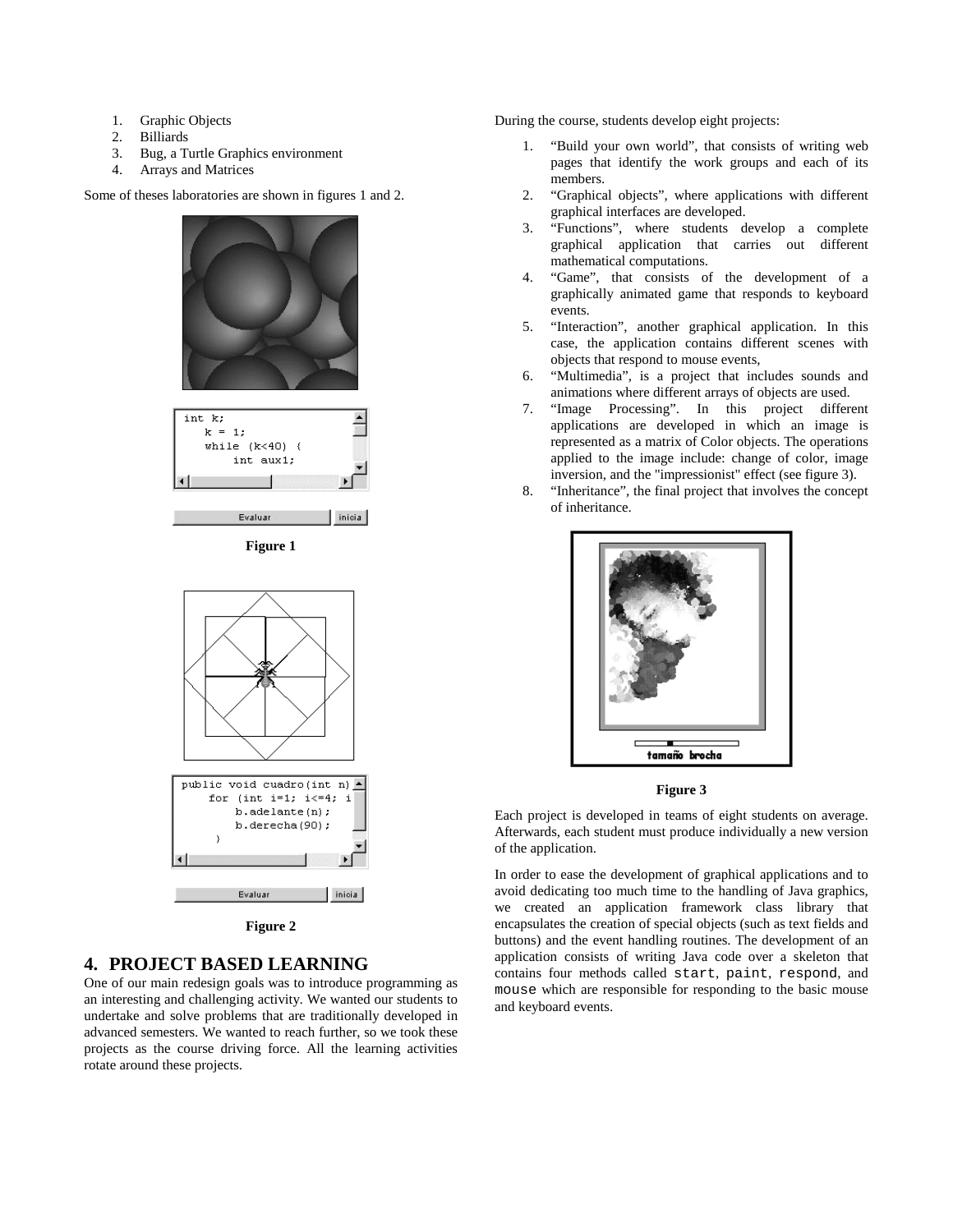1. Graphic Objects
2. Billiards
3. Bug, a Turtle Graphics environment
4. Arrays and Matrices

Some of theses laboratories are shown in figures 1 and 2.

**Figure 1**

**Figure 2**

## 4. PROJECT BASED LEARNING

One of our main redesign goals was to introduce programming as an interesting and challenging activity. We wanted our students to undertake and solve problems that are traditionally developed in advanced semesters. We wanted to reach further, so we took these projects as the course driving force. All the learning activities rotate around these projects.

During the course, students develop eight projects:

1. "Build your own world", that consists of writing web pages that identify the work groups and each of its members.
2. "Graphical objects", where applications with different graphical interfaces are developed.
3. "Functions", where students develop a complete graphical application that carries out different mathematical computations.
4. "Game", that consists of the development of a graphically animated game that responds to keyboard events.
5. "Interaction", another graphical application. In this case, the application contains different scenes with objects that respond to mouse events,
6. "Multimedia", is a project that includes sounds and animations where different arrays of objects are used.
7. "Image Processing". In this project different applications are developed in which an image is represented as a matrix of Color objects. The operations applied to the image include: change of color, image inversion, and the "impressionist" effect (see figure 3).
8. "Inheritance", the final project that involves the concept of inheritance.

**Figure 3**

Each project is developed in teams of eight students on average. Afterwards, each student must produce individually a new version of the application.

In order to ease the development of graphical applications and to avoid dedicating too much time to the handling of Java graphics, we created an application framework class library that encapsulates the creation of special objects (such as text fields and buttons) and the event handling routines. The development of an application consists of writing Java code over a skeleton that contains four methods called `start`, `paint`, `respond`, and `mouse` which are responsible for responding to the basic mouse and keyboard events.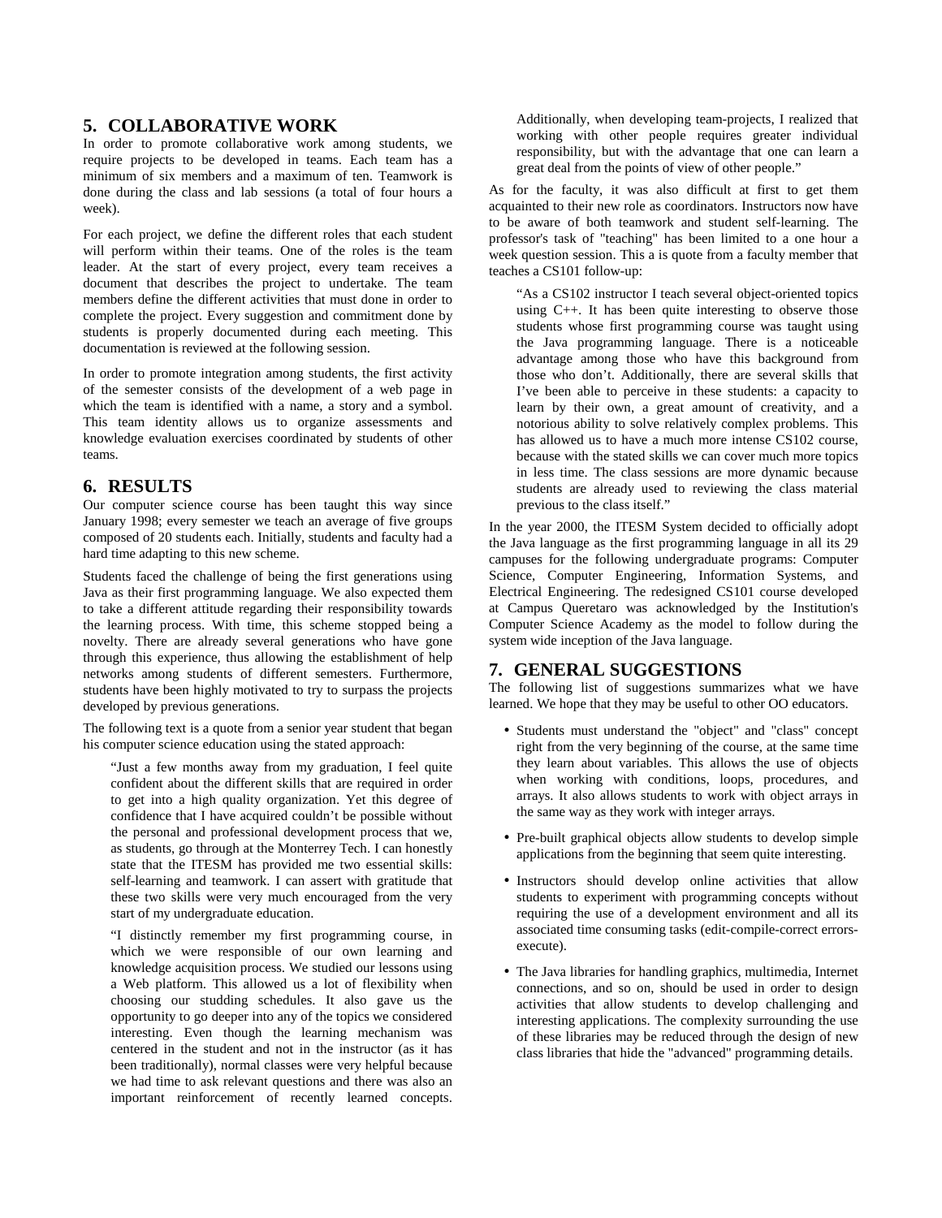## 5. COLLABORATIVE WORK

In order to promote collaborative work among students, we require projects to be developed in teams. Each team has a minimum of six members and a maximum of ten. Teamwork is done during the class and lab sessions (a total of four hours a week).

For each project, we define the different roles that each student will perform within their teams. One of the roles is the team leader. At the start of every project, every team receives a document that describes the project to undertake. The team members define the different activities that must done in order to complete the project. Every suggestion and commitment done by students is properly documented during each meeting. This documentation is reviewed at the following session.

In order to promote integration among students, the first activity of the semester consists of the development of a web page in which the team is identified with a name, a story and a symbol. This team identity allows us to organize assessments and knowledge evaluation exercises coordinated by students of other teams.

## 6. RESULTS

Our computer science course has been taught this way since January 1998; every semester we teach an average of five groups composed of 20 students each. Initially, students and faculty had a hard time adapting to this new scheme.

Students faced the challenge of being the first generations using Java as their first programming language. We also expected them to take a different attitude regarding their responsibility towards the learning process. With time, this scheme stopped being a novelty. There are already several generations who have gone through this experience, thus allowing the establishment of help networks among students of different semesters. Furthermore, students have been highly motivated to try to surpass the projects developed by previous generations.

The following text is a quote from a senior year student that began his computer science education using the stated approach:

> "Just a few months away from my graduation, I feel quite confident about the different skills that are required in order to get into a high quality organization. Yet this degree of confidence that I have acquired couldn't be possible without the personal and professional development process that we, as students, go through at the Monterrey Tech. I can honestly state that the ITESM has provided me two essential skills: self-learning and teamwork. I can assert with gratitude that these two skills were very much encouraged from the very start of my undergraduate education.
>
> "I distinctly remember my first programming course, in which we were responsible of our own learning and knowledge acquisition process. We studied our lessons using a Web platform. This allowed us a lot of flexibility when choosing our studding schedules. It also gave us the opportunity to go deeper into any of the topics we considered interesting. Even though the learning mechanism was centered in the student and not in the instructor (as it has been traditionally), normal classes were very helpful because we had time to ask relevant questions and there was also an important reinforcement of recently learned concepts. Additionally, when developing team-projects, I realized that working with other people requires greater individual responsibility, but with the advantage that one can learn a great deal from the points of view of other people."

As for the faculty, it was also difficult at first to get them acquainted to their new role as coordinators. Instructors now have to be aware of both teamwork and student self-learning. The professor's task of "teaching" has been limited to a one hour a week question session. This a is quote from a faculty member that teaches a CS101 follow-up:

> "As a CS102 instructor I teach several object-oriented topics using C++. It has been quite interesting to observe those students whose first programming course was taught using the Java programming language. There is a noticeable advantage among those who have this background from those who don't. Additionally, there are several skills that I've been able to perceive in these students: a capacity to learn by their own, a great amount of creativity, and a notorious ability to solve relatively complex problems. This has allowed us to have a much more intense CS102 course, because with the stated skills we can cover much more topics in less time. The class sessions are more dynamic because students are already used to reviewing the class material previous to the class itself."

In the year 2000, the ITESM System decided to officially adopt the Java language as the first programming language in all its 29 campuses for the following undergraduate programs: Computer Science, Computer Engineering, Information Systems, and Electrical Engineering. The redesigned CS101 course developed at Campus Queretaro was acknowledged by the Institution's Computer Science Academy as the model to follow during the system wide inception of the Java language.

## 7. GENERAL SUGGESTIONS

The following list of suggestions summarizes what we have learned. We hope that they may be useful to other OO educators.

- Students must understand the "object" and "class" concept right from the very beginning of the course, at the same time they learn about variables. This allows the use of objects when working with conditions, loops, procedures, and arrays. It also allows students to work with object arrays in the same way as they work with integer arrays.
- Pre-built graphical objects allow students to develop simple applications from the beginning that seem quite interesting.
- Instructors should develop online activities that allow students to experiment with programming concepts without requiring the use of a development environment and all its associated time consuming tasks (edit-compile-correct errors-execute).
- The Java libraries for handling graphics, multimedia, Internet connections, and so on, should be used in order to design activities that allow students to develop challenging and interesting applications. The complexity surrounding the use of these libraries may be reduced through the design of new class libraries that hide the "advanced" programming details.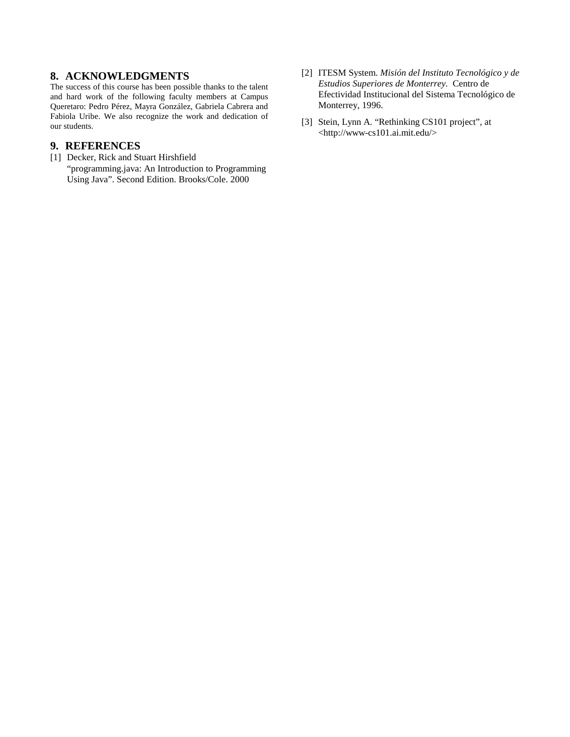## 8. ACKNOWLEDGMENTS

The success of this course has been possible thanks to the talent and hard work of the following faculty members at Campus Queretaro: Pedro Pérez, Mayra González, Gabriela Cabrera and Fabiola Uribe. We also recognize the work and dedication of our students.

## 9. REFERENCES

[1] Decker, Rick and Stuart Hirshfield "programming.java: An Introduction to Programming Using Java". Second Edition. Brooks/Cole. 2000

[2] ITESM System. *Misión del Instituto Tecnológico y de Estudios Superiores de Monterrey*. Centro de Efectividad Institucional del Sistema Tecnológico de Monterrey, 1996.

[3] Stein, Lynn A. "Rethinking CS101 project", at <http://www-cs101.ai.mit.edu/>